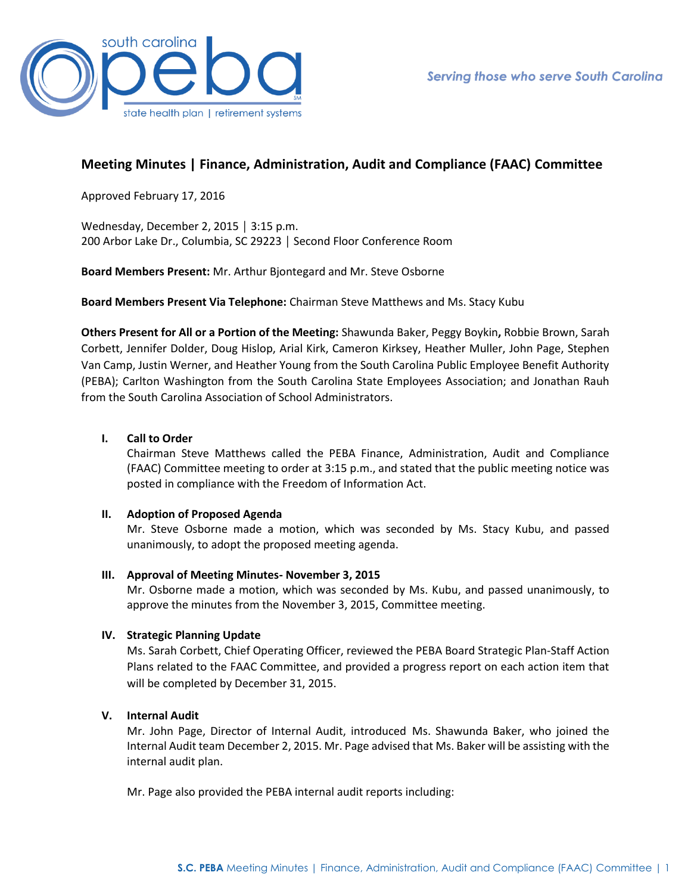# Meeting Minutes | Finance, Administration, Audit and Compliance (FAAC) Committee

Approved February 17, 2016

Wednesday, December 2, 2015 | 3:15 p.m.
200 Arbor Lake Dr., Columbia, SC 29223 | Second Floor Conference Room

**Board Members Present:** Mr. Arthur Bjontegard and Mr. Steve Osborne

**Board Members Present Via Telephone:** Chairman Steve Matthews and Ms. Stacy Kubu

**Others Present for All or a Portion of the Meeting:** Shawunda Baker, Peggy Boykin**,** Robbie Brown, Sarah Corbett, Jennifer Dolder, Doug Hislop, Arial Kirk, Cameron Kirksey, Heather Muller, John Page, Stephen Van Camp, Justin Werner, and Heather Young from the South Carolina Public Employee Benefit Authority (PEBA); Carlton Washington from the South Carolina State Employees Association; and Jonathan Rauh from the South Carolina Association of School Administrators.

## I. Call to Order

Chairman Steve Matthews called the PEBA Finance, Administration, Audit and Compliance (FAAC) Committee meeting to order at 3:15 p.m., and stated that the public meeting notice was posted in compliance with the Freedom of Information Act.

## II. Adoption of Proposed Agenda

Mr. Steve Osborne made a motion, which was seconded by Ms. Stacy Kubu, and passed unanimously, to adopt the proposed meeting agenda.

## III. Approval of Meeting Minutes- November 3, 2015

Mr. Osborne made a motion, which was seconded by Ms. Kubu, and passed unanimously, to approve the minutes from the November 3, 2015, Committee meeting.

## IV. Strategic Planning Update

Ms. Sarah Corbett, Chief Operating Officer, reviewed the PEBA Board Strategic Plan-Staff Action Plans related to the FAAC Committee, and provided a progress report on each action item that will be completed by December 31, 2015.

## V. Internal Audit

Mr. John Page, Director of Internal Audit, introduced Ms. Shawunda Baker, who joined the Internal Audit team December 2, 2015. Mr. Page advised that Ms. Baker will be assisting with the internal audit plan.

Mr. Page also provided the PEBA internal audit reports including: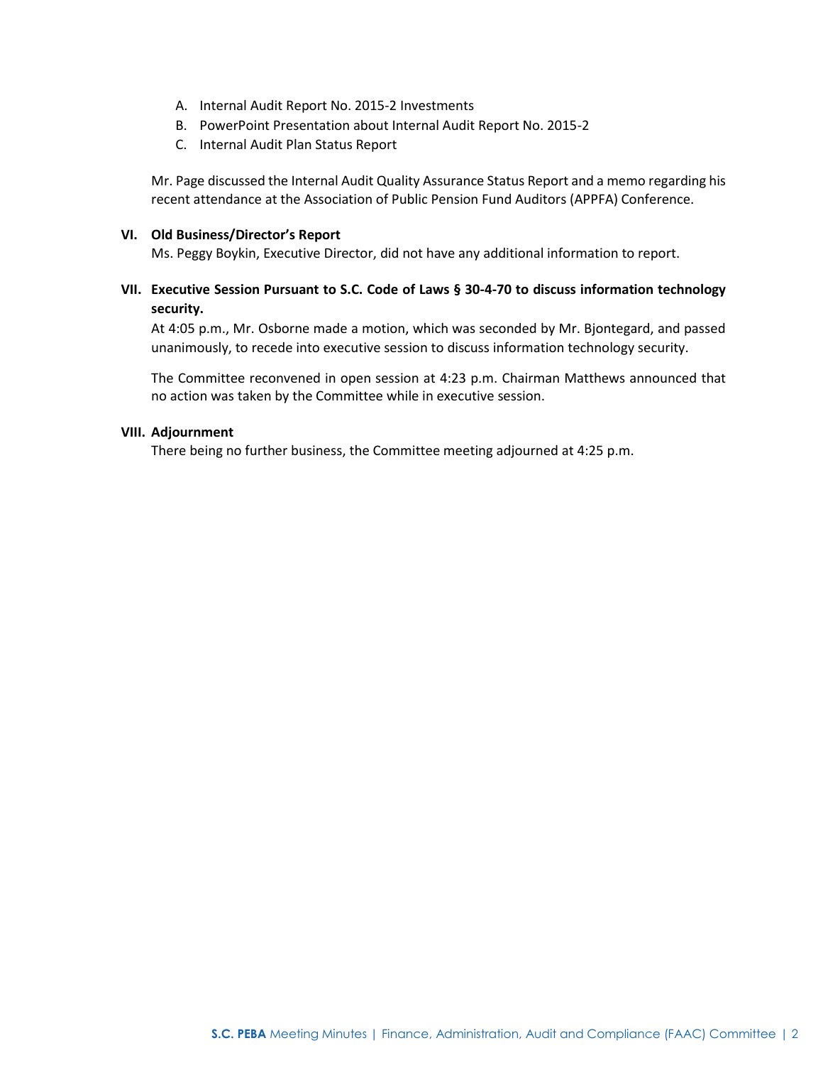A. Internal Audit Report No. 2015-2 Investments
B. PowerPoint Presentation about Internal Audit Report No. 2015-2
C. Internal Audit Plan Status Report

Mr. Page discussed the Internal Audit Quality Assurance Status Report and a memo regarding his recent attendance at the Association of Public Pension Fund Auditors (APPFA) Conference.

**VI. Old Business/Director's Report**

Ms. Peggy Boykin, Executive Director, did not have any additional information to report.

**VII. Executive Session Pursuant to S.C. Code of Laws § 30-4-70 to discuss information technology security.**

At 4:05 p.m., Mr. Osborne made a motion, which was seconded by Mr. Bjontegard, and passed unanimously, to recede into executive session to discuss information technology security.

The Committee reconvened in open session at 4:23 p.m. Chairman Matthews announced that no action was taken by the Committee while in executive session.

**VIII. Adjournment**

There being no further business, the Committee meeting adjourned at 4:25 p.m.